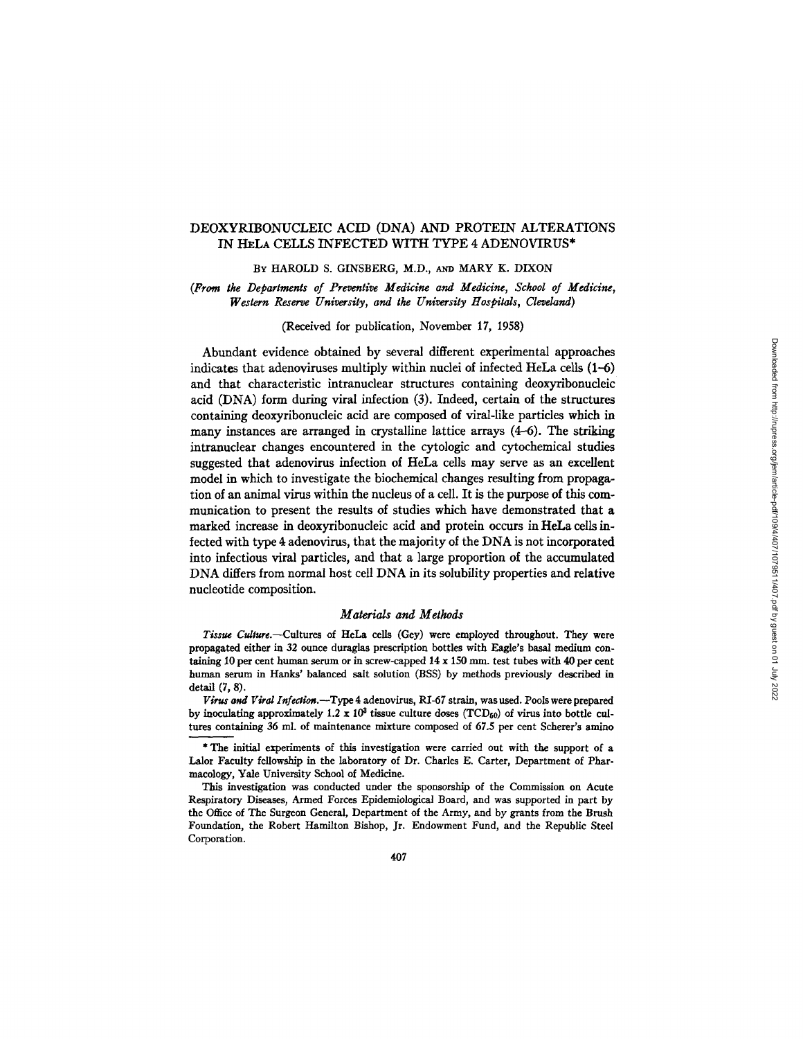# DEOXYRIBONUCLEIC ACID (DNA) AND PROTEIN ALTERATIONS IN HeLa CELLS INFECTED WITH TYPE 4 ADENOVIRUS*

By HAROLD S. GINSBERG, M.D., AND MARY K. DIXON

*(From the Departments of Preventive Medicine and Medicine, School of Medicine, Western Reserve University, and the University Hospitals, Cleveland)*

(Received for publication, November 17, 1958)

Abundant evidence obtained by several different experimental approaches indicates that adenoviruses multiply within nuclei of infected HeLa cells (1–6) and that characteristic intranuclear structures containing deoxyribonucleic acid (DNA) form during viral infection (3). Indeed, certain of the structures containing deoxyribonucleic acid are composed of viral-like particles which in many instances are arranged in crystalline lattice arrays (4–6). The striking intranuclear changes encountered in the cytologic and cytochemical studies suggested that adenovirus infection of HeLa cells may serve as an excellent model in which to investigate the biochemical changes resulting from propagation of an animal virus within the nucleus of a cell. It is the purpose of this communication to present the results of studies which have demonstrated that a marked increase in deoxyribonucleic acid and protein occurs in HeLa cells infected with type 4 adenovirus, that the majority of the DNA is not incorporated into infectious viral particles, and that a large proportion of the accumulated DNA differs from normal host cell DNA in its solubility properties and relative nucleotide composition.

## *Materials and Methods*

*Tissue Culture.*—Cultures of HeLa cells (Gey) were employed throughout. They were propagated either in 32 ounce duraglas prescription bottles with Eagle's basal medium containing 10 per cent human serum or in screw-capped 14 x 150 mm. test tubes with 40 per cent human serum in Hanks' balanced salt solution (BSS) by methods previously described in detail (7, 8).

*Virus and Viral Infection.*—Type 4 adenovirus, RI-67 strain, was used. Pools were prepared by inoculating approximately $1.2 \times 10^3$ tissue culture doses ($TCD_{50}$) of virus into bottle cultures containing 36 ml. of maintenance mixture composed of 67.5 per cent Scherer's amino

---

* The initial experiments of this investigation were carried out with the support of a Lalor Faculty fellowship in the laboratory of Dr. Charles E. Carter, Department of Pharmacology, Yale University School of Medicine.

This investigation was conducted under the sponsorship of the Commission on Acute Respiratory Diseases, Armed Forces Epidemiological Board, and was supported in part by the Office of The Surgeon General, Department of the Army, and by grants from the Brush Foundation, the Robert Hamilton Bishop, Jr. Endowment Fund, and the Republic Steel Corporation.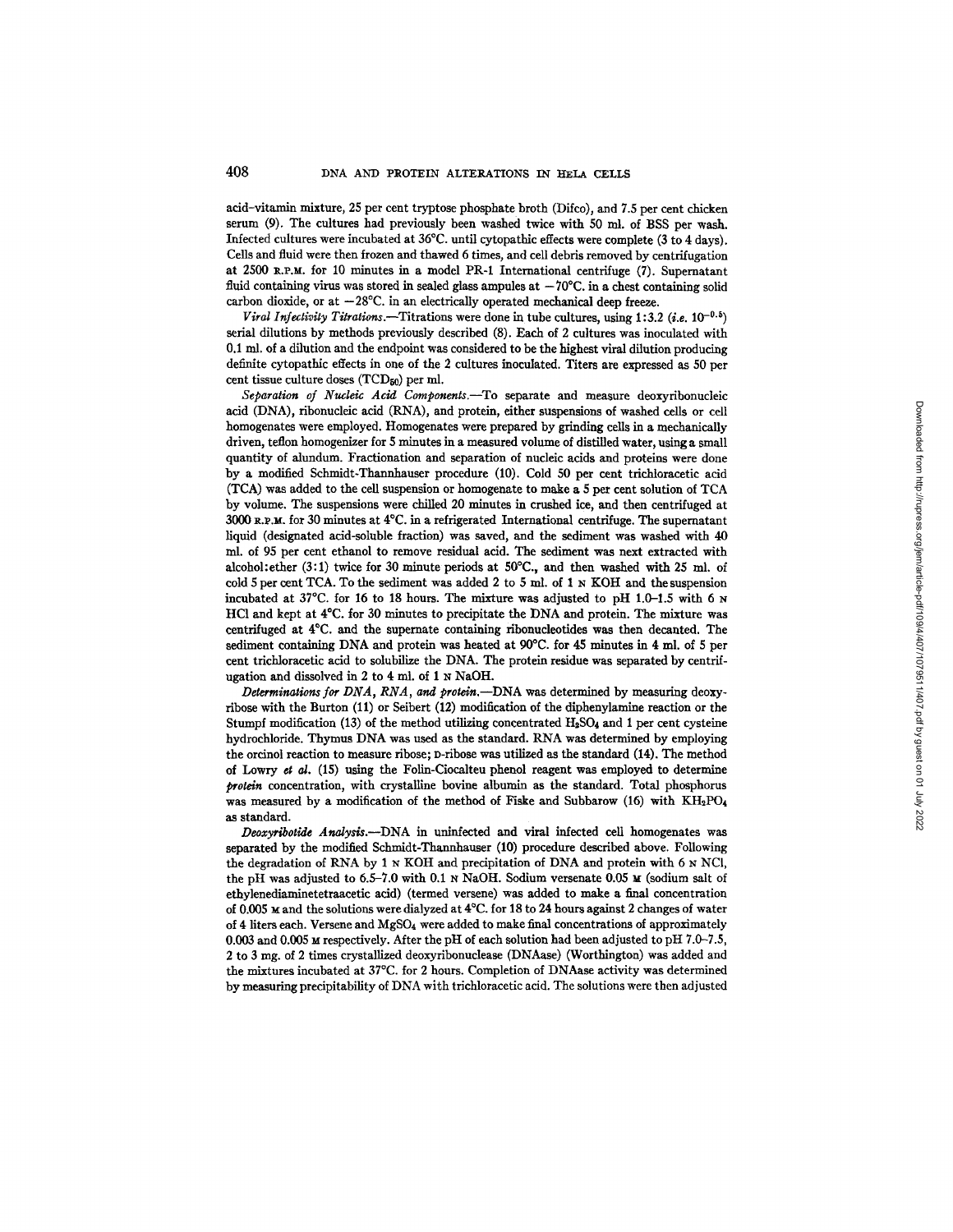acid-vitamin mixture, 25 per cent tryptose phosphate broth (Difco), and 7.5 per cent chicken serum (9). The cultures had previously been washed twice with 50 ml. of BSS per wash. Infected cultures were incubated at 36°C. until cytopathic effects were complete (3 to 4 days). Cells and fluid were then frozen and thawed 6 times, and cell debris removed by centrifugation at 2500 R.P.M. for 10 minutes in a model PR-1 International centrifuge (7). Supernatant fluid containing virus was stored in sealed glass ampules at −70°C. in a chest containing solid carbon dioxide, or at −28°C. in an electrically operated mechanical deep freeze.

*Viral Infectivity Titrations.*—Titrations were done in tube cultures, using 1:3.2 (*i.e.* $10^{-0.5}$) serial dilutions by methods previously described (8). Each of 2 cultures was inoculated with 0.1 ml. of a dilution and the endpoint was considered to be the highest viral dilution producing definite cytopathic effects in one of the 2 cultures inoculated. Titers are expressed as 50 per cent tissue culture doses ($TCD_{50}$) per ml.

*Separation of Nucleic Acid Components.*—To separate and measure deoxyribonucleic acid (DNA), ribonucleic acid (RNA), and protein, either suspensions of washed cells or cell homogenates were employed. Homogenates were prepared by grinding cells in a mechanically driven, teflon homogenizer for 5 minutes in a measured volume of distilled water, using a small quantity of alundum. Fractionation and separation of nucleic acids and proteins were done by a modified Schmidt-Thannhauser procedure (10). Cold 50 per cent trichloracetic acid (TCA) was added to the cell suspension or homogenate to make a 5 per cent solution of TCA by volume. The suspensions were chilled 20 minutes in crushed ice, and then centrifuged at 3000 R.P.M. for 30 minutes at 4°C. in a refrigerated International centrifuge. The supernatant liquid (designated acid-soluble fraction) was saved, and the sediment was washed with 40 ml. of 95 per cent ethanol to remove residual acid. The sediment was next extracted with alcohol:ether (3:1) twice for 30 minute periods at 50°C., and then washed with 25 ml. of cold 5 per cent TCA. To the sediment was added 2 to 5 ml. of 1 N KOH and the suspension incubated at 37°C. for 16 to 18 hours. The mixture was adjusted to pH 1.0–1.5 with 6 N HCl and kept at 4°C. for 30 minutes to precipitate the DNA and protein. The mixture was centrifuged at 4°C. and the supernate containing ribonucleotides was then decanted. The sediment containing DNA and protein was heated at 90°C. for 45 minutes in 4 ml. of 5 per cent trichloracetic acid to solubilize the DNA. The protein residue was separated by centrifugation and dissolved in 2 to 4 ml. of 1 N NaOH.

*Determinations for DNA, RNA, and protein.*—DNA was determined by measuring deoxyribose with the Burton (11) or Seibert (12) modification of the diphenylamine reaction or the Stumpf modification (13) of the method utilizing concentrated $H_2SO_4$ and 1 per cent cysteine hydrochloride. Thymus DNA was used as the standard. RNA was determined by employing the orcinol reaction to measure ribose; D-ribose was utilized as the standard (14). The method of Lowry *et al.* (15) using the Folin-Ciocalteu phenol reagent was employed to determine *protein* concentration, with crystalline bovine albumin as the standard. Total phosphorus was measured by a modification of the method of Fiske and Subbarow (16) with $KH_2PO_4$ as standard.

*Deoxyribotide Analysis.*—DNA in uninfected and viral infected cell homogenates was separated by the modified Schmidt-Thannhauser (10) procedure described above. Following the degradation of RNA by 1 N KOH and precipitation of DNA and protein with 6 N NCl, the pH was adjusted to 6.5–7.0 with 0.1 N NaOH. Sodium versenate 0.05 M (sodium salt of ethylenediaminetetraacetic acid) (termed versene) was added to make a final concentration of 0.005 M and the solutions were dialyzed at 4°C. for 18 to 24 hours against 2 changes of water of 4 liters each. Versene and $MgSO_4$ were added to make final concentrations of approximately 0.003 and 0.005 M respectively. After the pH of each solution had been adjusted to pH 7.0–7.5, 2 to 3 mg. of 2 times crystallized deoxyribonuclease (DNAase) (Worthington) was added and the mixtures incubated at 37°C. for 2 hours. Completion of DNAase activity was determined by measuring precipitability of DNA with trichloracetic acid. The solutions were then adjusted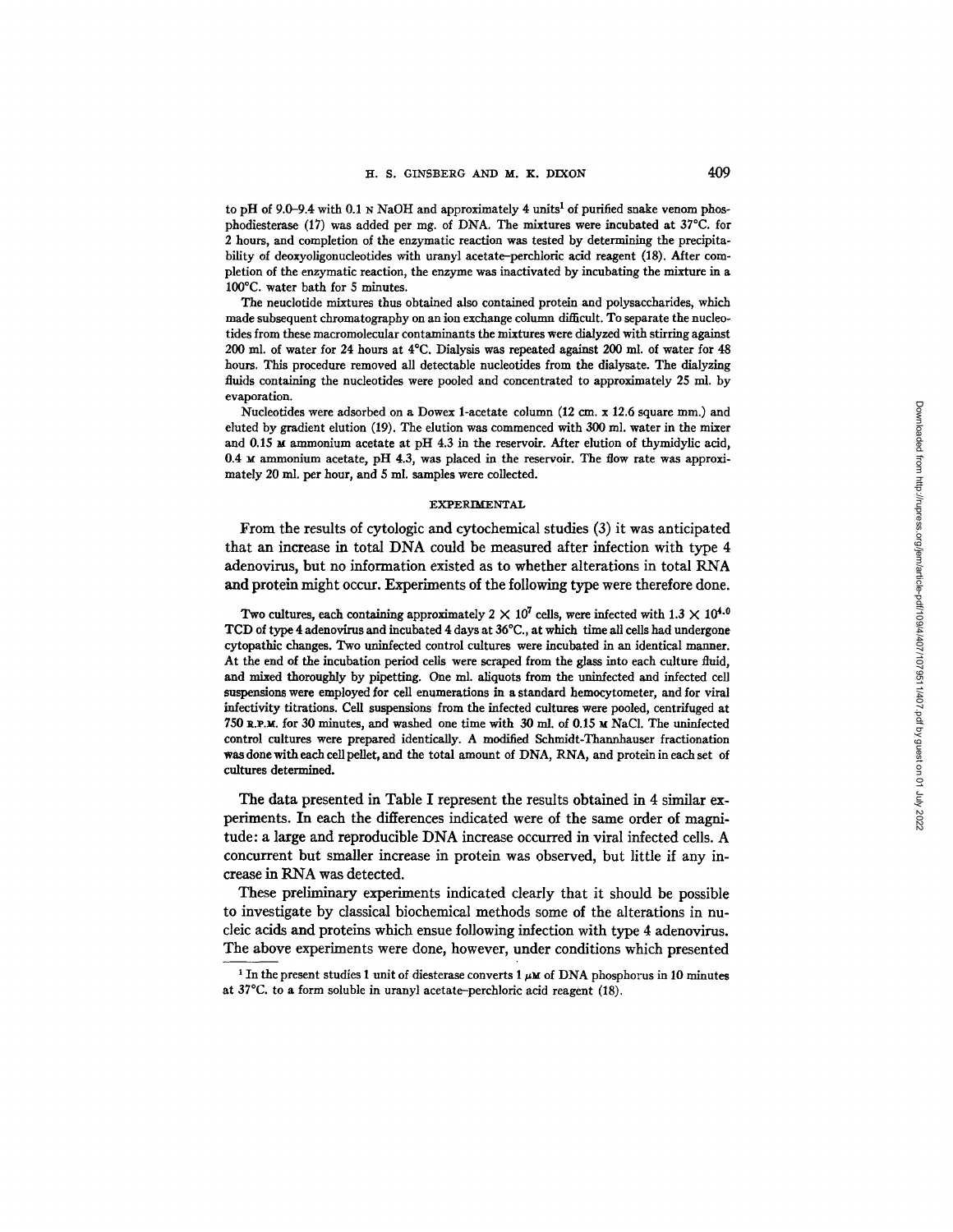to pH of 9.0–9.4 with 0.1 N NaOH and approximately 4 units[1] of purified snake venom phosphodiesterase (17) was added per mg. of DNA. The mixtures were incubated at 37°C. for 2 hours, and completion of the enzymatic reaction was tested by determining the precipitability of deoxyoligonucleotides with uranyl acetate–perchloric acid reagent (18). After completion of the enzymatic reaction, the enzyme was inactivated by incubating the mixture in a 100°C. water bath for 5 minutes.

The neuclotide mixtures thus obtained also contained protein and polysaccharides, which made subsequent chromatography on an ion exchange column difficult. To separate the nucleotides from these macromolecular contaminants the mixtures were dialyzed with stirring against 200 ml. of water for 24 hours at 4°C. Dialysis was repeated against 200 ml. of water for 48 hours. This procedure removed all detectable nucleotides from the dialysate. The dialyzing fluids containing the nucleotides were pooled and concentrated to approximately 25 ml. by evaporation.

Nucleotides were adsorbed on a Dowex 1-acetate column (12 cm. x 12.6 square mm.) and eluted by gradient elution (19). The elution was commenced with 300 ml. water in the mixer and 0.15 M ammonium acetate at pH 4.3 in the reservoir. After elution of thymidylic acid, 0.4 M ammonium acetate, pH 4.3, was placed in the reservoir. The flow rate was approximately 20 ml. per hour, and 5 ml. samples were collected.

## EXPERIMENTAL

From the results of cytologic and cytochemical studies (3) it was anticipated that an increase in total DNA could be measured after infection with type 4 adenovirus, but no information existed as to whether alterations in total RNA and protein might occur. Experiments of the following type were therefore done.

Two cultures, each containing approximately $2 \times 10^7$ cells, were infected with $1.3 \times 10^{4.0}$ TCD of type 4 adenovirus and incubated 4 days at 36°C., at which time all cells had undergone cytopathic changes. Two uninfected control cultures were incubated in an identical manner. At the end of the incubation period cells were scraped from the glass into each culture fluid, and mixed thoroughly by pipetting. One ml. aliquots from the uninfected and infected cell suspensions were employed for cell enumerations in a standard hemocytometer, and for viral infectivity titrations. Cell suspensions from the infected cultures were pooled, centrifuged at 750 R.P.M. for 30 minutes, and washed one time with 30 ml. of 0.15 M NaCl. The uninfected control cultures were prepared identically. A modified Schmidt-Thannhauser fractionation was done with each cell pellet, and the total amount of DNA, RNA, and protein in each set of cultures determined.

The data presented in Table I represent the results obtained in 4 similar experiments. In each the differences indicated were of the same order of magnitude: a large and reproducible DNA increase occurred in viral infected cells. A concurrent but smaller increase in protein was observed, but little if any increase in RNA was detected.

These preliminary experiments indicated clearly that it should be possible to investigate by classical biochemical methods some of the alterations in nucleic acids and proteins which ensue following infection with type 4 adenovirus. The above experiments were done, however, under conditions which presented

[1] In the present studies 1 unit of diesterase converts 1 $\mu$M of DNA phosphorus in 10 minutes at 37°C. to a form soluble in uranyl acetate–perchloric acid reagent (18).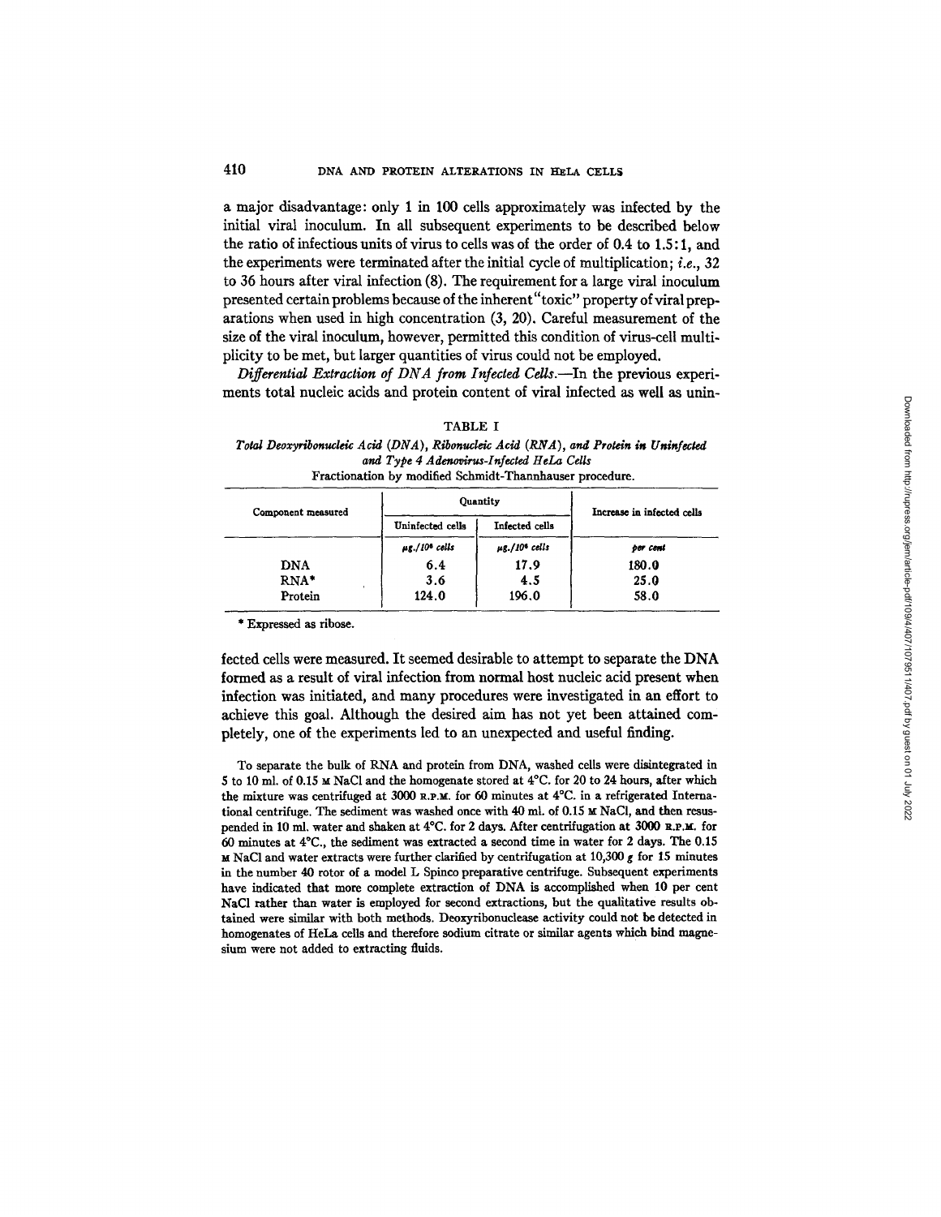a major disadvantage: only 1 in 100 cells approximately was infected by the initial viral inoculum. In all subsequent experiments to be described below the ratio of infectious units of virus to cells was of the order of 0.4 to 1.5:1, and the experiments were terminated after the initial cycle of multiplication; *i.e.*, 32 to 36 hours after viral infection (8). The requirement for a large viral inoculum presented certain problems because of the inherent "toxic" property of viral preparations when used in high concentration (3, 20). Careful measurement of the size of the viral inoculum, however, permitted this condition of virus-cell multiplicity to be met, but larger quantities of virus could not be employed.

*Differential Extraction of DNA from Infected Cells.*—In the previous experiments total nucleic acids and protein content of viral infected as well as uninfected cells were measured. It seemed desirable to attempt to separate the DNA formed as a result of viral infection from normal host nucleic acid present when infection was initiated, and many procedures were investigated in an effort to achieve this goal. Although the desired aim has not yet been attained completely, one of the experiments led to an unexpected and useful finding.

TABLE I

*Total Deoxyribonucleic Acid (DNA), Ribonucleic Acid (RNA), and Protein in Uninfected and Type 4 Adenovirus-Infected HeLa Cells*

Fractionation by modified Schmidt-Thannhauser procedure.

| Component measured | Quantity | | Increase in infected cells |
|---|---|---|---|
| | Uninfected cells | Infected cells | |
| | *µg./10⁶ cells* | *µg./10⁶ cells* | *per cent* |
| DNA | 6.4 | 17.9 | 180.0 |
| RNA* | 3.6 | 4.5 | 25.0 |
| Protein | 124.0 | 196.0 | 58.0 |

\* Expressed as ribose.

To separate the bulk of RNA and protein from DNA, washed cells were disintegrated in 5 to 10 ml. of 0.15 M NaCl and the homogenate stored at 4°C. for 20 to 24 hours, after which the mixture was centrifuged at 3000 R.P.M. for 60 minutes at 4°C. in a refrigerated International centrifuge. The sediment was washed once with 40 ml. of 0.15 M NaCl, and then resuspended in 10 ml. water and shaken at 4°C. for 2 days. After centrifugation at 3000 R.P.M. for 60 minutes at 4°C., the sediment was extracted a second time in water for 2 days. The 0.15 M NaCl and water extracts were further clarified by centrifugation at 10,300 *g* for 15 minutes in the number 40 rotor of a model L Spinco preparative centrifuge. Subsequent experiments have indicated that more complete extraction of DNA is accomplished when 10 per cent NaCl rather than water is employed for second extractions, but the qualitative results obtained were similar with both methods. Deoxyribonuclease activity could not be detected in homogenates of HeLa cells and therefore sodium citrate or similar agents which bind magnesium were not added to extracting fluids.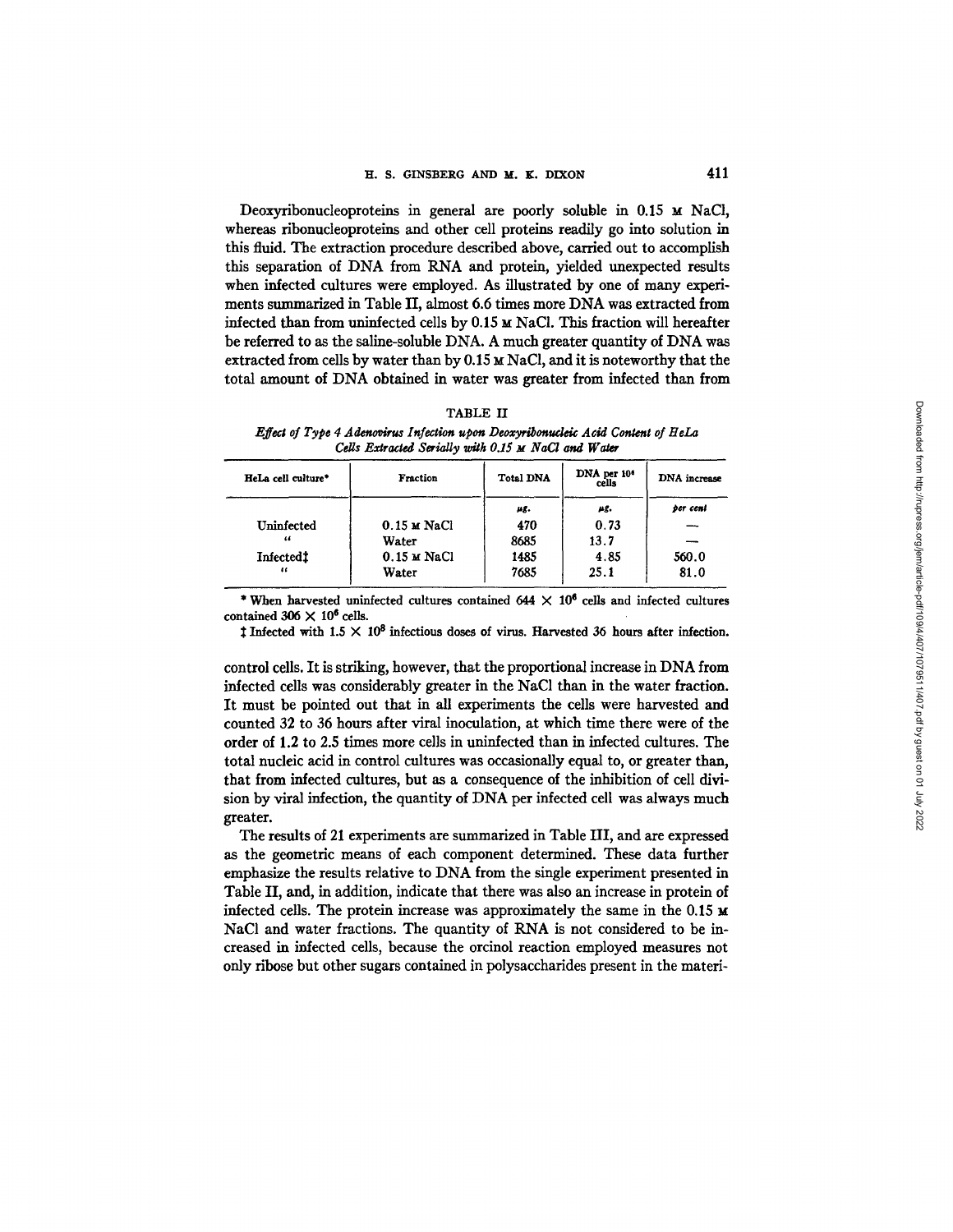Deoxyribonucleoproteins in general are poorly soluble in 0.15 M NaCl, whereas ribonucleoproteins and other cell proteins readily go into solution in this fluid. The extraction procedure described above, carried out to accomplish this separation of DNA from RNA and protein, yielded unexpected results when infected cultures were employed. As illustrated by one of many experiments summarized in Table II, almost 6.6 times more DNA was extracted from infected than from uninfected cells by 0.15 M NaCl. This fraction will hereafter be referred to as the saline-soluble DNA. A much greater quantity of DNA was extracted from cells by water than by 0.15 M NaCl, and it is noteworthy that the total amount of DNA obtained in water was greater from infected than from control cells. It is striking, however, that the proportional increase in DNA from infected cells was considerably greater in the NaCl than in the water fraction. It must be pointed out that in all experiments the cells were harvested and counted 32 to 36 hours after viral inoculation, at which time there were of the order of 1.2 to 2.5 times more cells in uninfected than in infected cultures. The total nucleic acid in control cultures was occasionally equal to, or greater than, that from infected cultures, but as a consequence of the inhibition of cell division by viral infection, the quantity of DNA per infected cell was always much greater.

TABLE II

*Effect of Type 4 Adenovirus Infection upon Deoxyribonucleic Acid Content of HeLa Cells Extracted Serially with 0.15 M NaCl and Water*

| HeLa cell culture* | Fraction | Total DNA | DNA per $10^6$ cells | DNA increase |
|---|---|---|---|---|
| | | $\mu g.$ | $\mu g.$ | *per cent* |
| Uninfected | 0.15 M NaCl | 470 | 0.73 | — |
| " | Water | 8685 | 13.7 | — |
| Infected‡ | 0.15 M NaCl | 1485 | 4.85 | 560.0 |
| " | Water | 7685 | 25.1 | 81.0 |

\* When harvested uninfected cultures contained $644 \times 10^6$ cells and infected cultures contained $306 \times 10^6$ cells.

‡ Infected with $1.5 \times 10^8$ infectious doses of virus. Harvested 36 hours after infection.

The results of 21 experiments are summarized in Table III, and are expressed as the geometric means of each component determined. These data further emphasize the results relative to DNA from the single experiment presented in Table II, and, in addition, indicate that there was also an increase in protein of infected cells. The protein increase was approximately the same in the 0.15 M NaCl and water fractions. The quantity of RNA is not considered to be increased in infected cells, because the orcinol reaction employed measures not only ribose but other sugars contained in polysaccharides present in the materi-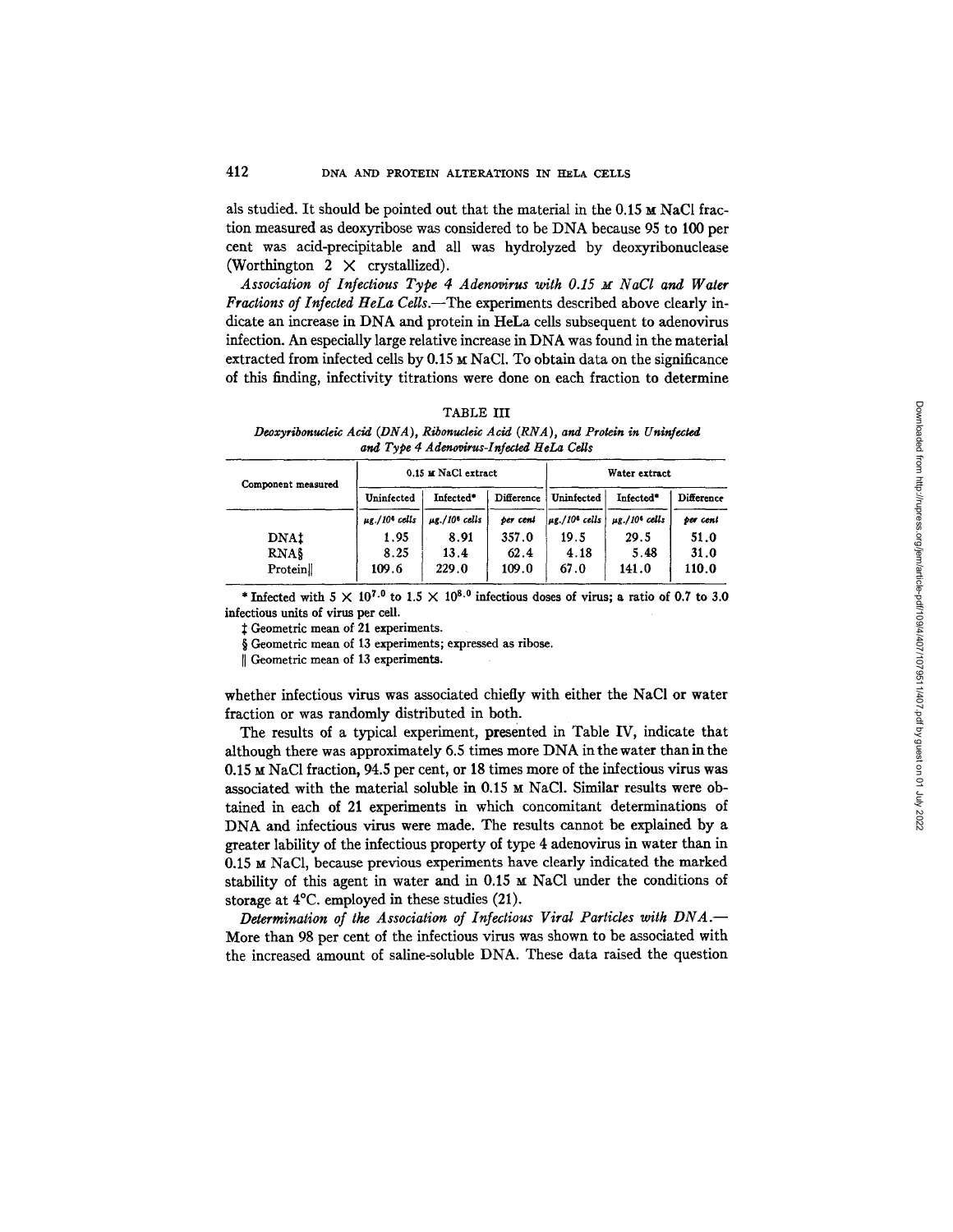als studied. It should be pointed out that the material in the 0.15 M NaCl fraction measured as deoxyribose was considered to be DNA because 95 to 100 per cent was acid-precipitable and all was hydrolyzed by deoxyribonuclease (Worthington 2 × crystallized).

*Association of Infectious Type 4 Adenovirus with 0.15 M NaCl and Water Fractions of Infected HeLa Cells.*—The experiments described above clearly indicate an increase in DNA and protein in HeLa cells subsequent to adenovirus infection. An especially large relative increase in DNA was found in the material extracted from infected cells by 0.15 M NaCl. To obtain data on the significance of this finding, infectivity titrations were done on each fraction to determine whether infectious virus was associated chiefly with either the NaCl or water fraction or was randomly distributed in both.

TABLE III

*Deoxyribonucleic Acid (DNA), Ribonucleic Acid (RNA), and Protein in Uninfected and Type 4 Adenovirus-Infected HeLa Cells*

| Component measured | 0.15 M NaCl extract | | | Water extract | | |
|---|---|---|---|---|---|---|
| | Uninfected | Infected* | Difference | Uninfected | Infected* | Difference |
| | *μg./10⁶ cells* | *μg./10⁶ cells* | *per cent* | *μg./10⁶ cells* | *μg./10⁶ cells* | *per cent* |
| DNA‡ | 1.95 | 8.91 | 357.0 | 19.5 | 29.5 | 51.0 |
| RNA§ | 8.25 | 13.4 | 62.4 | 4.18 | 5.48 | 31.0 |
| Protein‖ | 109.6 | 229.0 | 109.0 | 67.0 | 141.0 | 110.0 |

\* Infected with $5 \times 10^{7.0}$ to $1.5 \times 10^{8.0}$ infectious doses of virus; a ratio of 0.7 to 3.0 infectious units of virus per cell.

‡ Geometric mean of 21 experiments.

§ Geometric mean of 13 experiments; expressed as ribose.

‖ Geometric mean of 13 experiments.

The results of a typical experiment, presented in Table IV, indicate that although there was approximately 6.5 times more DNA in the water than in the 0.15 M NaCl fraction, 94.5 per cent, or 18 times more of the infectious virus was associated with the material soluble in 0.15 M NaCl. Similar results were obtained in each of 21 experiments in which concomitant determinations of DNA and infectious virus were made. The results cannot be explained by a greater lability of the infectious property of type 4 adenovirus in water than in 0.15 M NaCl, because previous experiments have clearly indicated the marked stability of this agent in water and in 0.15 M NaCl under the conditions of storage at 4°C. employed in these studies (21).

*Determination of the Association of Infectious Viral Particles with DNA.*—More than 98 per cent of the infectious virus was shown to be associated with the increased amount of saline-soluble DNA. These data raised the question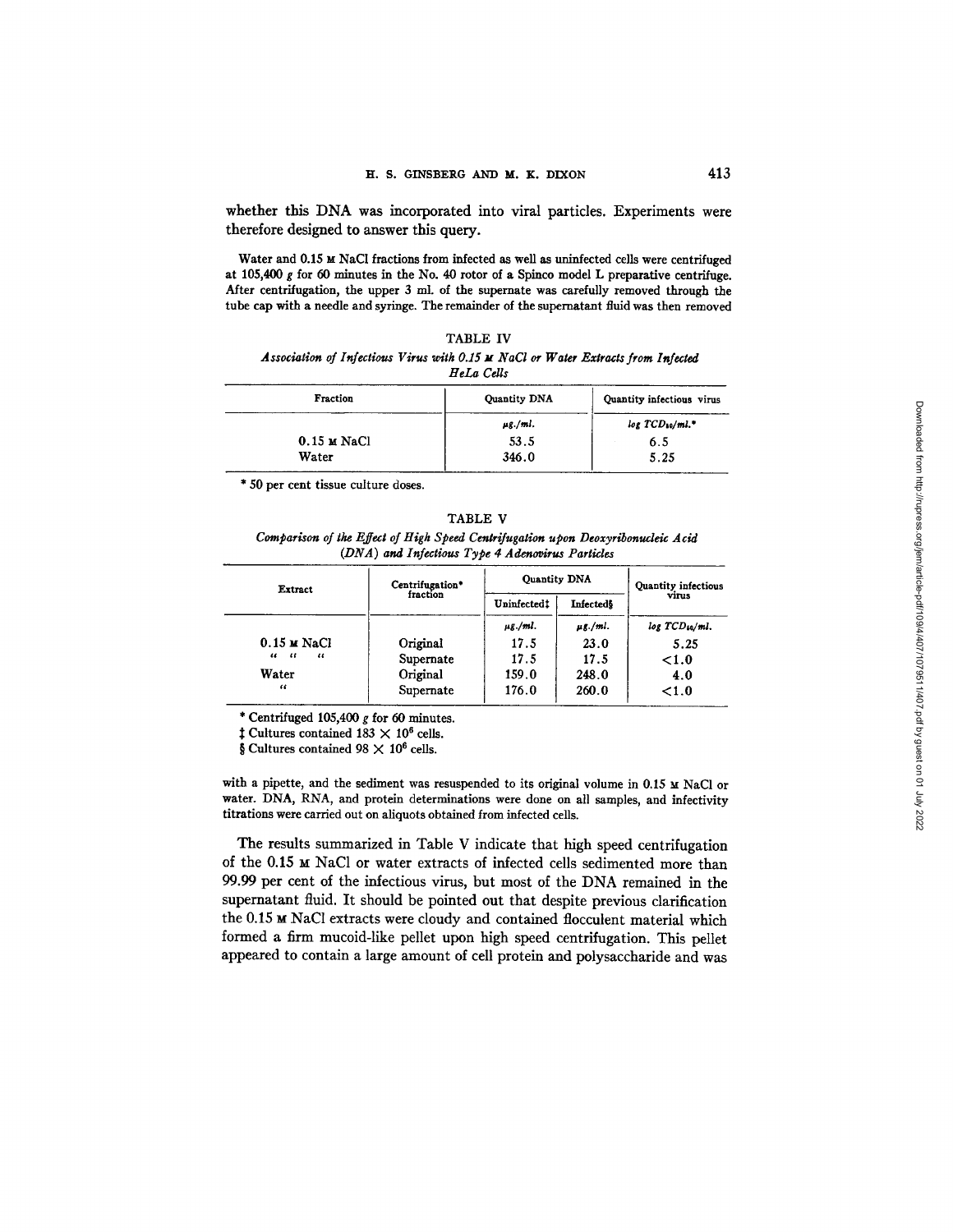whether this DNA was incorporated into viral particles. Experiments were therefore designed to answer this query.

Water and 0.15 M NaCl fractions from infected as well as uninfected cells were centrifuged at 105,400 *g* for 60 minutes in the No. 40 rotor of a Spinco model L preparative centrifuge. After centrifugation, the upper 3 ml. of the supernate was carefully removed through the tube cap with a needle and syringe. The remainder of the supernatant fluid was then removed with a pipette, and the sediment was resuspended to its original volume in 0.15 M NaCl or water. DNA, RNA, and protein determinations were done on all samples, and infectivity titrations were carried out on aliquots obtained from infected cells.

TABLE IV

*Association of Infectious Virus with 0.15 M NaCl or Water Extracts from Infected HeLa Cells*

| Fraction | Quantity DNA | Quantity infectious virus |
|---|---|---|
| | $\mu g./ml.$ | $log\ TCD_{50}/ml.$* |
| 0.15 M NaCl | 53.5 | 6.5 |
| Water | 346.0 | 5.25 |

\* 50 per cent tissue culture doses.

TABLE V

*Comparison of the Effect of High Speed Centrifugation upon Deoxyribonucleic Acid (DNA) and Infectious Type 4 Adenovirus Particles*

| Extract | Centrifugation* fraction | Quantity DNA | | Quantity infectious virus |
|---|---|---|---|---|
| | | Uninfected‡ | Infected§ | |
| | | $\mu g./ml.$ | $\mu g./ml.$ | $log\ TCD_{50}/ml.$ |
| 0.15 M NaCl | Original | 17.5 | 23.0 | 5.25 |
| " " " | Supernate | 17.5 | 17.5 | <1.0 |
| Water | Original | 159.0 | 248.0 | 4.0 |
| " | Supernate | 176.0 | 260.0 | <1.0 |

\* Centrifuged 105,400 *g* for 60 minutes.

‡ Cultures contained $183 \times 10^6$ cells.

§ Cultures contained $98 \times 10^6$ cells.

The results summarized in Table V indicate that high speed centrifugation of the 0.15 M NaCl or water extracts of infected cells sedimented more than 99.99 per cent of the infectious virus, but most of the DNA remained in the supernatant fluid. It should be pointed out that despite previous clarification the 0.15 M NaCl extracts were cloudy and contained flocculent material which formed a firm mucoid-like pellet upon high speed centrifugation. This pellet appeared to contain a large amount of cell protein and polysaccharide and was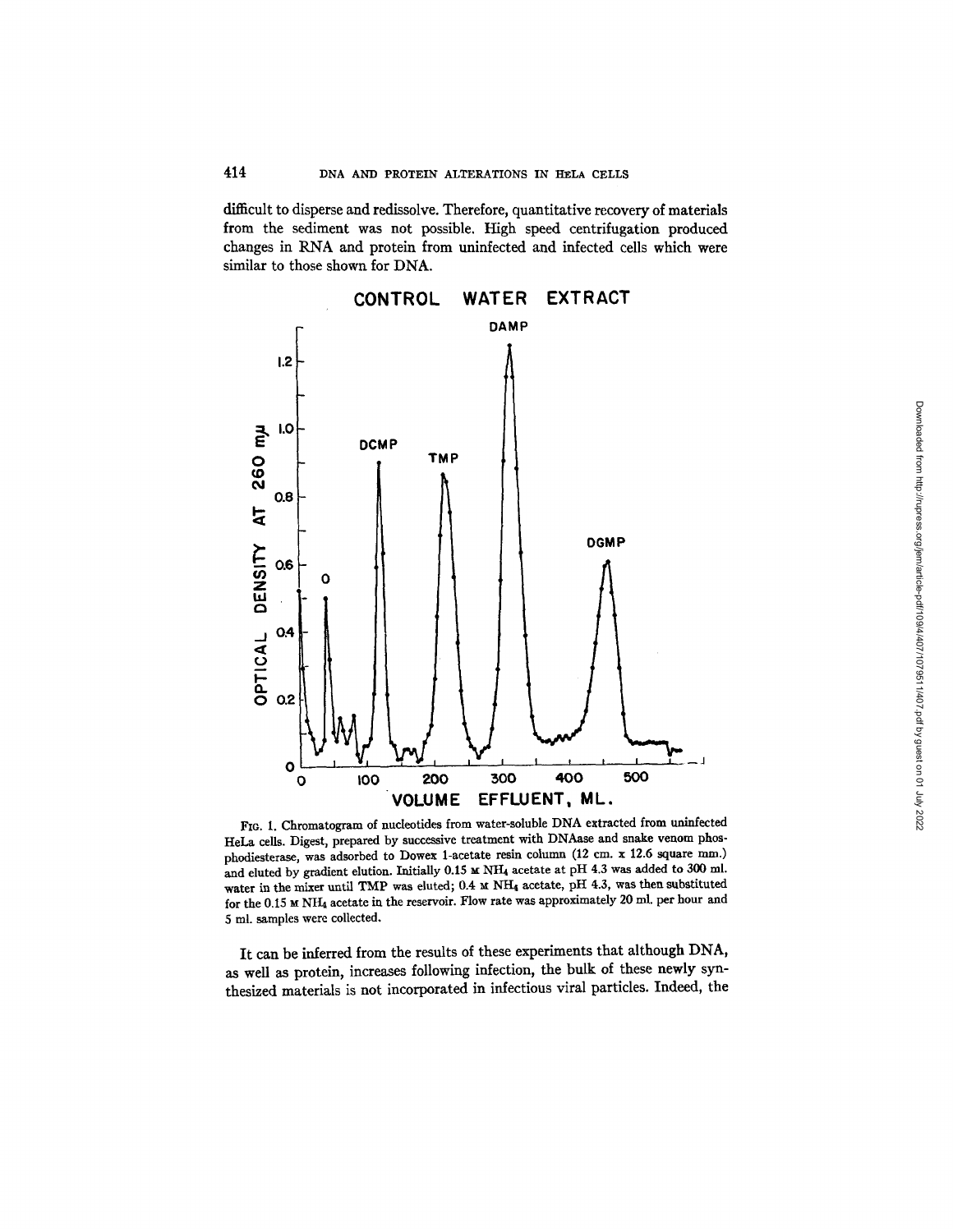difficult to disperse and redissolve. Therefore, quantitative recovery of materials from the sediment was not possible. High speed centrifugation produced changes in RNA and protein from uninfected and infected cells which were similar to those shown for DNA.

FIG. 1. Chromatogram of nucleotides from water-soluble DNA extracted from uninfected HeLa cells. Digest, prepared by successive treatment with DNAase and snake venom phosphodiesterase, was adsorbed to Dowex 1-acetate resin column (12 cm. x 12.6 square mm.) and eluted by gradient elution. Initially 0.15 M $NH_4$ acetate at pH 4.3 was added to 300 ml. water in the mixer until TMP was eluted; 0.4 M $NH_4$ acetate, pH 4.3, was then substituted for the 0.15 M $NH_4$ acetate in the reservoir. Flow rate was approximately 20 ml. per hour and 5 ml. samples were collected.

It can be inferred from the results of these experiments that although DNA, as well as protein, increases following infection, the bulk of these newly synthesized materials is not incorporated in infectious viral particles. Indeed, the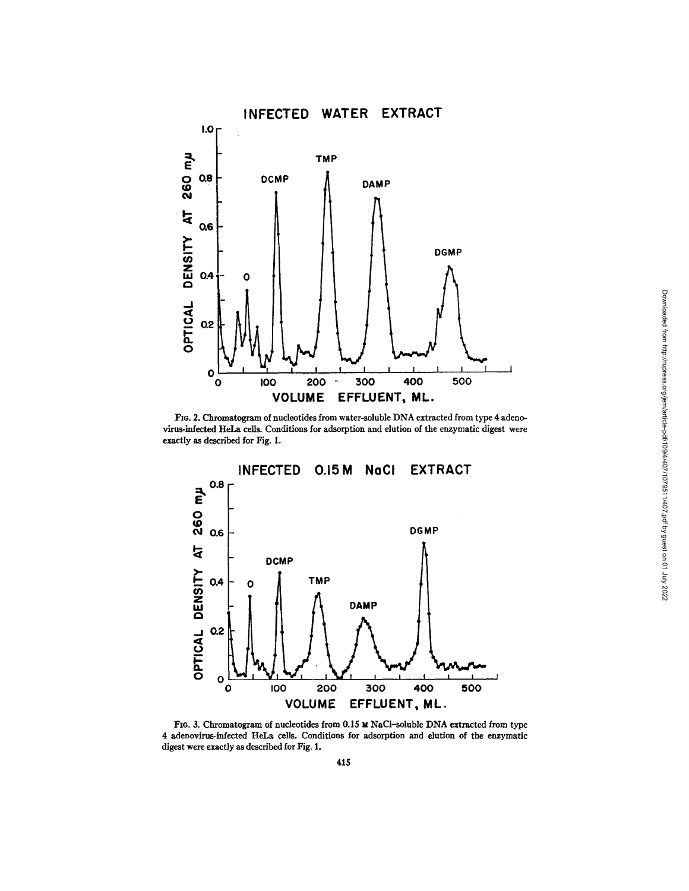FIG. 2. Chromatogram of nucleotides from water-soluble DNA extracted from type 4 adenovirus-infected HeLa cells. Conditions for adsorption and elution of the enzymatic digest were exactly as described for Fig. 1.

FIG. 3. Chromatogram of nucleotides from 0.15 M NaCl–soluble DNA extracted from type 4 adenovirus-infected HeLa cells. Conditions for adsorption and elution of the enzymatic digest were exactly as described for Fig. 1.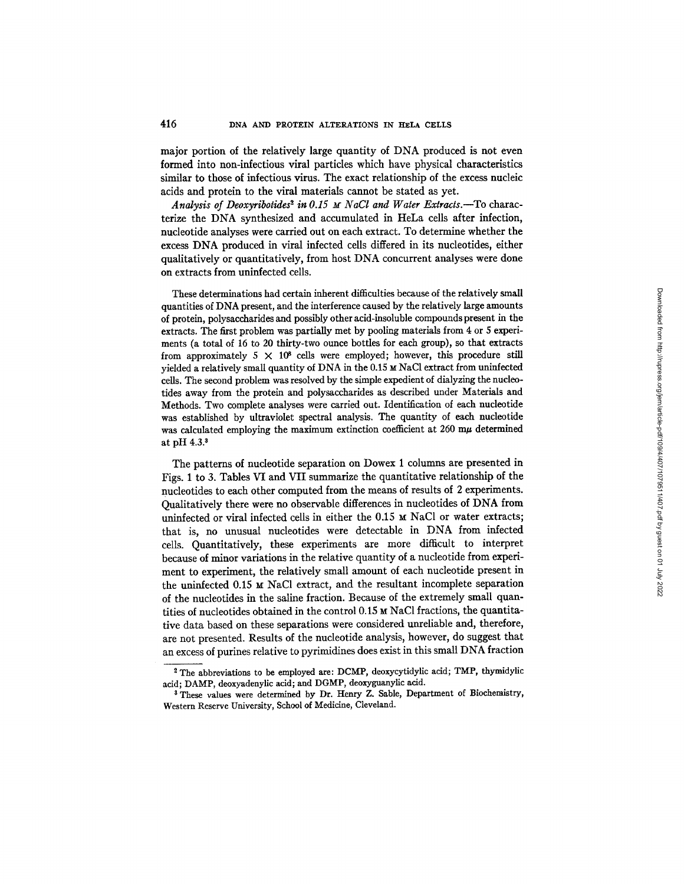major portion of the relatively large quantity of DNA produced is not even formed into non-infectious viral particles which have physical characteristics similar to those of infectious virus. The exact relationship of the excess nucleic acids and protein to the viral materials cannot be stated as yet.

*Analysis of Deoxyribotides*[2] *in 0.15 M NaCl and Water Extracts.*—To characterize the DNA synthesized and accumulated in HeLa cells after infection, nucleotide analyses were carried out on each extract. To determine whether the excess DNA produced in viral infected cells differed in its nucleotides, either qualitatively or quantitatively, from host DNA concurrent analyses were done on extracts from uninfected cells.

These determinations had certain inherent difficulties because of the relatively small quantities of DNA present, and the interference caused by the relatively large amounts of protein, polysaccharides and possibly other acid-insoluble compounds present in the extracts. The first problem was partially met by pooling materials from 4 or 5 experiments (a total of 16 to 20 thirty-two ounce bottles for each group), so that extracts from approximately $5 \times 10^8$ cells were employed; however, this procedure still yielded a relatively small quantity of DNA in the 0.15 M NaCl extract from uninfected cells. The second problem was resolved by the simple expedient of dialyzing the nucleotides away from the protein and polysaccharides as described under Materials and Methods. Two complete analyses were carried out. Identification of each nucleotide was established by ultraviolet spectral analysis. The quantity of each nucleotide was calculated employing the maximum extinction coefficient at 260 mμ determined at pH 4.3.[3]

The patterns of nucleotide separation on Dowex 1 columns are presented in Figs. 1 to 3. Tables VI and VII summarize the quantitative relationship of the nucleotides to each other computed from the means of results of 2 experiments. Qualitatively there were no observable differences in nucleotides of DNA from uninfected or viral infected cells in either the 0.15 M NaCl or water extracts; that is, no unusual nucleotides were detectable in DNA from infected cells. Quantitatively, these experiments are more difficult to interpret because of minor variations in the relative quantity of a nucleotide from experiment to experiment, the relatively small amount of each nucleotide present in the uninfected 0.15 M NaCl extract, and the resultant incomplete separation of the nucleotides in the saline fraction. Because of the extremely small quantities of nucleotides obtained in the control 0.15 M NaCl fractions, the quantitative data based on these separations were considered unreliable and, therefore, are not presented. Results of the nucleotide analysis, however, do suggest that an excess of purines relative to pyrimidines does exist in this small DNA fraction

[2] The abbreviations to be employed are: DCMP, deoxycytidylic acid; TMP, thymidylic acid; DAMP, deoxyadenylic acid; and DGMP, deoxyguanylic acid.

[3] These values were determined by Dr. Henry Z. Sable, Department of Biochemistry, Western Reserve University, School of Medicine, Cleveland.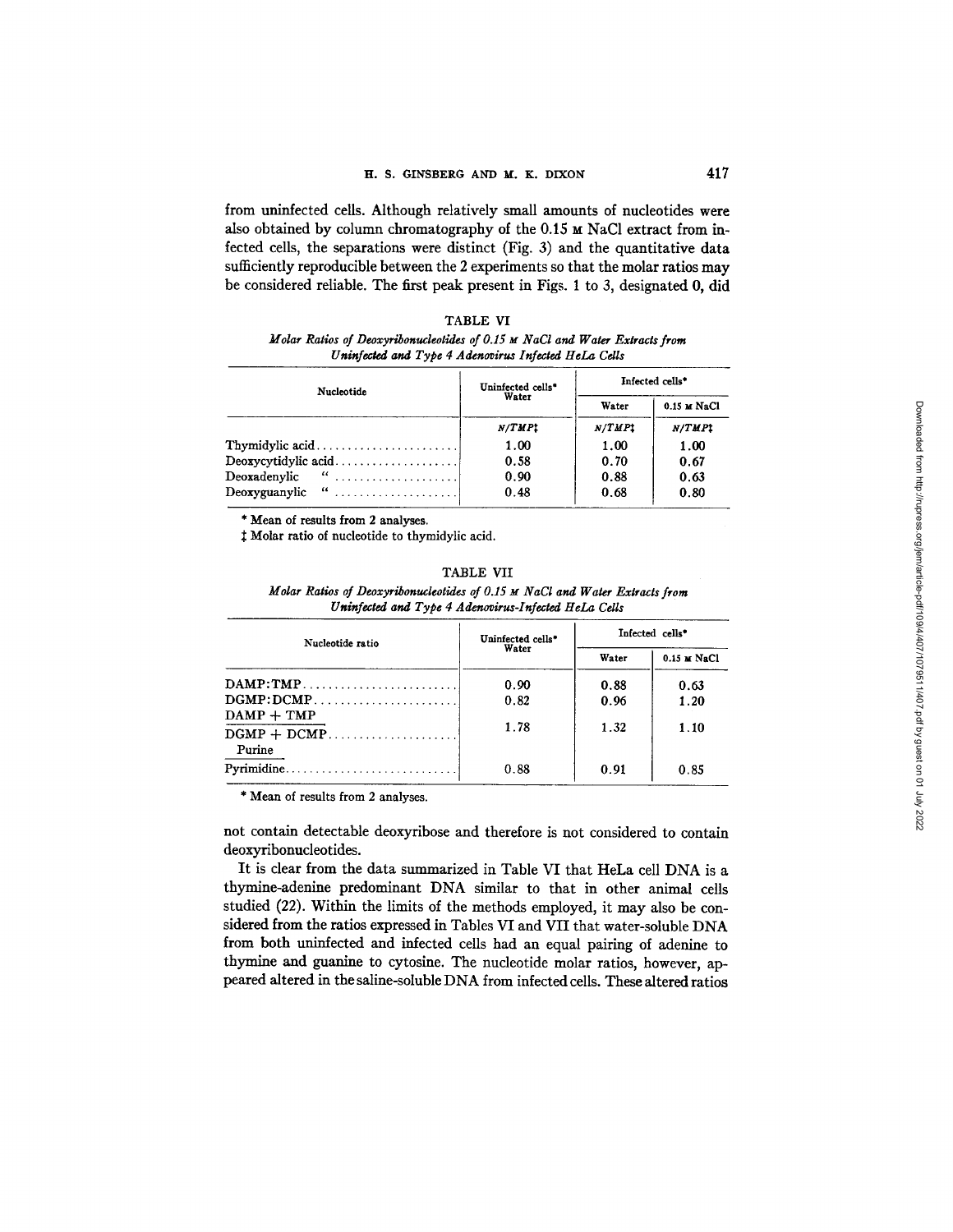from uninfected cells. Although relatively small amounts of nucleotides were also obtained by column chromatography of the 0.15 M NaCl extract from infected cells, the separations were distinct (Fig. 3) and the quantitative data sufficiently reproducible between the 2 experiments so that the molar ratios may be considered reliable. The first peak present in Figs. 1 to 3, designated 0, did not contain detectable deoxyribose and therefore is not considered to contain deoxyribonucleotides.

TABLE VI

*Molar Ratios of Deoxyribonucleotides of 0.15 M NaCl and Water Extracts from Uninfected and Type 4 Adenovirus Infected HeLa Cells*

| Nucleotide | Uninfected cells* Water | Infected cells* | |
|---|---|---|---|
| | | Water | 0.15 M NaCl |
| | *N/TMP*‡ | *N/TMP*‡ | *N/TMP*‡ |
| Thymidylic acid | 1.00 | 1.00 | 1.00 |
| Deoxycytidylic acid | 0.58 | 0.70 | 0.67 |
| Deoxadenylic " | 0.90 | 0.88 | 0.63 |
| Deoxyguanylic " | 0.48 | 0.68 | 0.80 |

\* Mean of results from 2 analyses.

‡ Molar ratio of nucleotide to thymidylic acid.

TABLE VII

*Molar Ratios of Deoxyribonucleotides of 0.15 M NaCl and Water Extracts from Uninfected and Type 4 Adenovirus-Infected HeLa Cells*

| Nucleotide ratio | Uninfected cells* Water | Infected cells* | |
|---|---|---|---|
| | | Water | 0.15 M NaCl |
| DAMP:TMP | 0.90 | 0.88 | 0.63 |
| DGMP:DCMP | 0.82 | 0.96 | 1.20 |
| $\frac{\text{DAMP + TMP}}{\text{DGMP + DCMP}}$ | 1.78 | 1.32 | 1.10 |
| $\frac{\text{Purine}}{\text{Pyrimidine}}$ | 0.88 | 0.91 | 0.85 |

\* Mean of results from 2 analyses.

It is clear from the data summarized in Table VI that HeLa cell DNA is a thymine-adenine predominant DNA similar to that in other animal cells studied (22). Within the limits of the methods employed, it may also be considered from the ratios expressed in Tables VI and VII that water-soluble DNA from both uninfected and infected cells had an equal pairing of adenine to thymine and guanine to cytosine. The nucleotide molar ratios, however, appeared altered in the saline-soluble DNA from infected cells. These altered ratios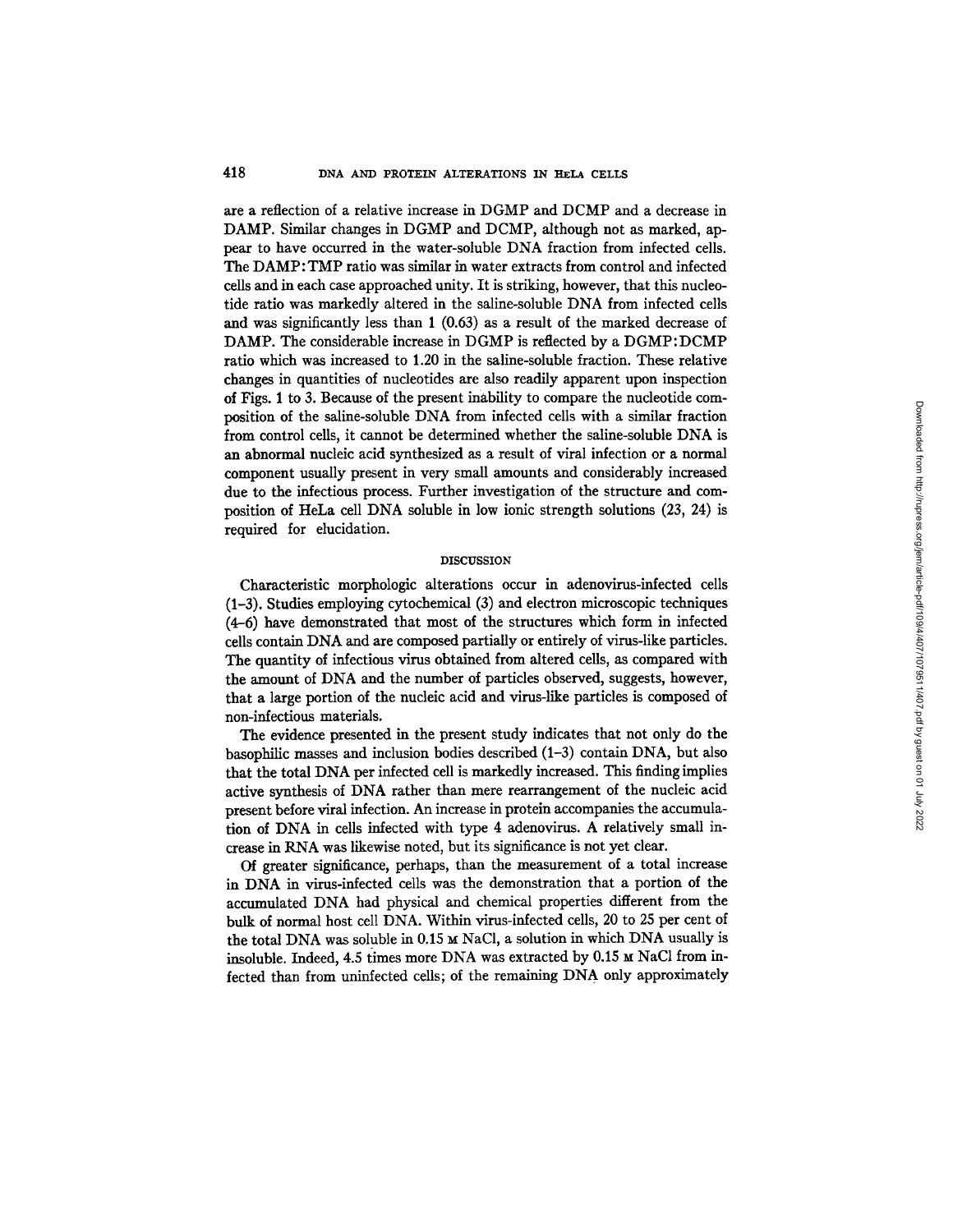are a reflection of a relative increase in DGMP and DCMP and a decrease in DAMP. Similar changes in DGMP and DCMP, although not as marked, appear to have occurred in the water-soluble DNA fraction from infected cells. The DAMP:TMP ratio was similar in water extracts from control and infected cells and in each case approached unity. It is striking, however, that this nucleotide ratio was markedly altered in the saline-soluble DNA from infected cells and was significantly less than 1 (0.63) as a result of the marked decrease of DAMP. The considerable increase in DGMP is reflected by a DGMP:DCMP ratio which was increased to 1.20 in the saline-soluble fraction. These relative changes in quantities of nucleotides are also readily apparent upon inspection of Figs. 1 to 3. Because of the present inability to compare the nucleotide composition of the saline-soluble DNA from infected cells with a similar fraction from control cells, it cannot be determined whether the saline-soluble DNA is an abnormal nucleic acid synthesized as a result of viral infection or a normal component usually present in very small amounts and considerably increased due to the infectious process. Further investigation of the structure and composition of HeLa cell DNA soluble in low ionic strength solutions (23, 24) is required for elucidation.

## DISCUSSION

Characteristic morphologic alterations occur in adenovirus-infected cells (1–3). Studies employing cytochemical (3) and electron microscopic techniques (4–6) have demonstrated that most of the structures which form in infected cells contain DNA and are composed partially or entirely of virus-like particles. The quantity of infectious virus obtained from altered cells, as compared with the amount of DNA and the number of particles observed, suggests, however, that a large portion of the nucleic acid and virus-like particles is composed of non-infectious materials.

The evidence presented in the present study indicates that not only do the basophilic masses and inclusion bodies described (1–3) contain DNA, but also that the total DNA per infected cell is markedly increased. This finding implies active synthesis of DNA rather than mere rearrangement of the nucleic acid present before viral infection. An increase in protein accompanies the accumulation of DNA in cells infected with type 4 adenovirus. A relatively small increase in RNA was likewise noted, but its significance is not yet clear.

Of greater significance, perhaps, than the measurement of a total increase in DNA in virus-infected cells was the demonstration that a portion of the accumulated DNA had physical and chemical properties different from the bulk of normal host cell DNA. Within virus-infected cells, 20 to 25 per cent of the total DNA was soluble in 0.15 M NaCl, a solution in which DNA usually is insoluble. Indeed, 4.5 times more DNA was extracted by 0.15 M NaCl from infected than from uninfected cells; of the remaining DNA only approximately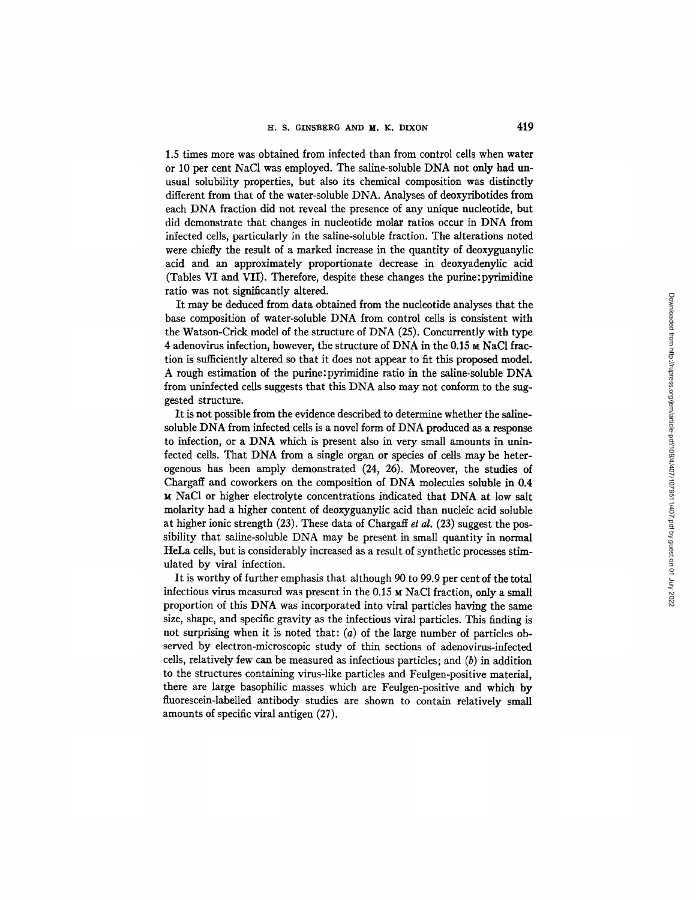1.5 times more was obtained from infected than from control cells when water or 10 per cent NaCl was employed. The saline-soluble DNA not only had unusual solubility properties, but also its chemical composition was distinctly different from that of the water-soluble DNA. Analyses of deoxyribotides from each DNA fraction did not reveal the presence of any unique nucleotide, but did demonstrate that changes in nucleotide molar ratios occur in DNA from infected cells, particularly in the saline-soluble fraction. The alterations noted were chiefly the result of a marked increase in the quantity of deoxyguanylic acid and an approximately proportionate decrease in deoxyadenylic acid (Tables VI and VII). Therefore, despite these changes the purine:pyrimidine ratio was not significantly altered.

It may be deduced from data obtained from the nucleotide analyses that the base composition of water-soluble DNA from control cells is consistent with the Watson-Crick model of the structure of DNA (25). Concurrently with type 4 adenovirus infection, however, the structure of DNA in the 0.15 M NaCl fraction is sufficiently altered so that it does not appear to fit this proposed model. A rough estimation of the purine:pyrimidine ratio in the saline-soluble DNA from uninfected cells suggests that this DNA also may not conform to the suggested structure.

It is not possible from the evidence described to determine whether the saline-soluble DNA from infected cells is a novel form of DNA produced as a response to infection, or a DNA which is present also in very small amounts in uninfected cells. That DNA from a single organ or species of cells may be heterogeneous has been amply demonstrated (24, 26). Moreover, the studies of Chargaff and coworkers on the composition of DNA molecules soluble in 0.4 M NaCl or higher electrolyte concentrations indicated that DNA at low salt molarity had a higher content of deoxyguanylic acid than nucleic acid soluble at higher ionic strength (23). These data of Chargaff *et al.* (23) suggest the possibility that saline-soluble DNA may be present in small quantity in normal HeLa cells, but is considerably increased as a result of synthetic processes stimulated by viral infection.

It is worthy of further emphasis that although 90 to 99.9 per cent of the total infectious virus measured was present in the 0.15 M NaCl fraction, only a small proportion of this DNA was incorporated into viral particles having the same size, shape, and specific gravity as the infectious viral particles. This finding is not surprising when it is noted that: (*a*) of the large number of particles observed by electron-microscopic study of thin sections of adenovirus-infected cells, relatively few can be measured as infectious particles; and (*b*) in addition to the structures containing virus-like particles and Feulgen-positive material, there are large basophilic masses which are Feulgen-positive and which by fluorescein-labelled antibody studies are shown to contain relatively small amounts of specific viral antigen (27).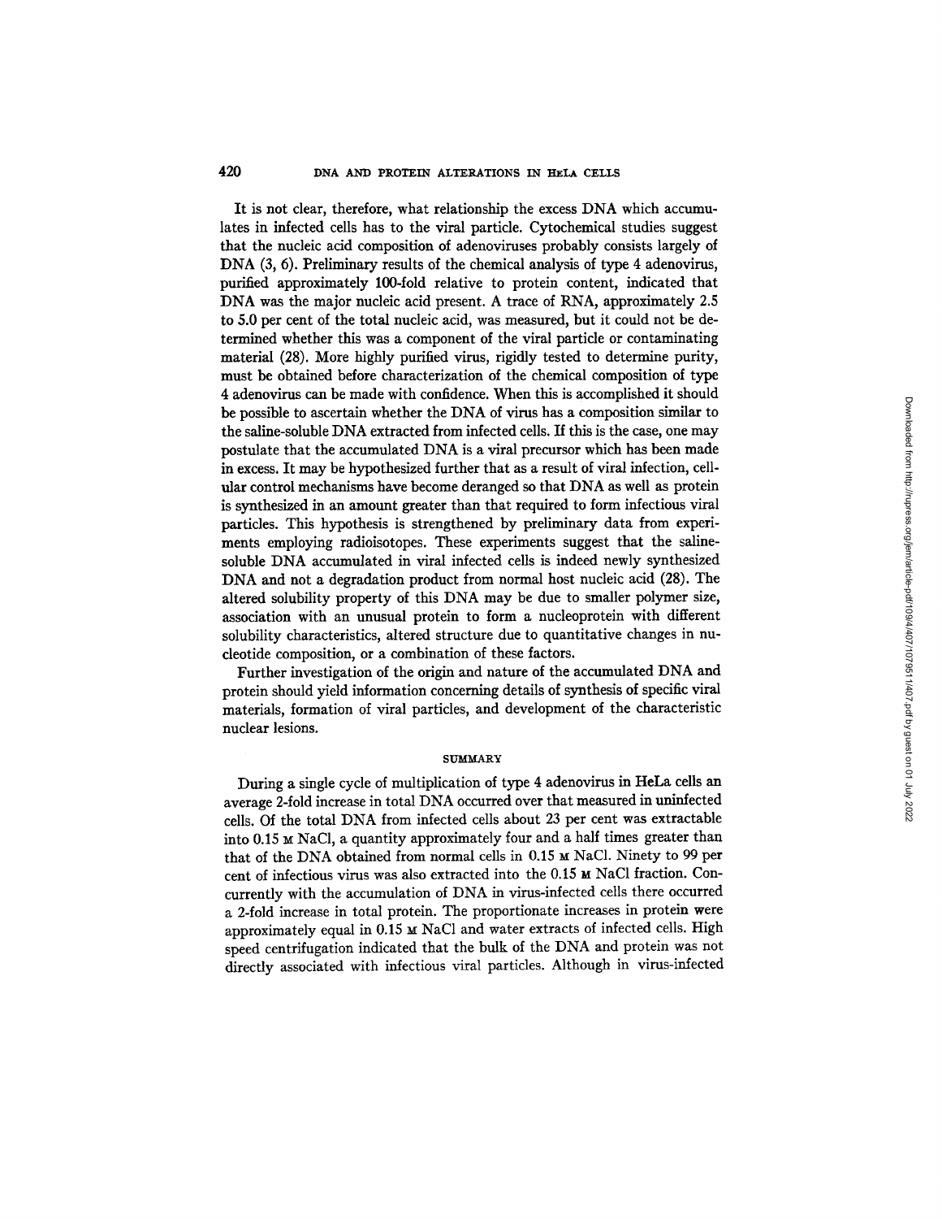It is not clear, therefore, what relationship the excess DNA which accumulates in infected cells has to the viral particle. Cytochemical studies suggest that the nucleic acid composition of adenoviruses probably consists largely of DNA (3, 6). Preliminary results of the chemical analysis of type 4 adenovirus, purified approximately 100-fold relative to protein content, indicated that DNA was the major nucleic acid present. A trace of RNA, approximately 2.5 to 5.0 per cent of the total nucleic acid, was measured, but it could not be determined whether this was a component of the viral particle or contaminating material (28). More highly purified virus, rigidly tested to determine purity, must be obtained before characterization of the chemical composition of type 4 adenovirus can be made with confidence. When this is accomplished it should be possible to ascertain whether the DNA of virus has a composition similar to the saline-soluble DNA extracted from infected cells. If this is the case, one may postulate that the accumulated DNA is a viral precursor which has been made in excess. It may be hypothesized further that as a result of viral infection, cellular control mechanisms have become deranged so that DNA as well as protein is synthesized in an amount greater than that required to form infectious viral particles. This hypothesis is strengthened by preliminary data from experiments employing radioisotopes. These experiments suggest that the saline-soluble DNA accumulated in viral infected cells is indeed newly synthesized DNA and not a degradation product from normal host nucleic acid (28). The altered solubility property of this DNA may be due to smaller polymer size, association with an unusual protein to form a nucleoprotein with different solubility characteristics, altered structure due to quantitative changes in nucleotide composition, or a combination of these factors.

Further investigation of the origin and nature of the accumulated DNA and protein should yield information concerning details of synthesis of specific viral materials, formation of viral particles, and development of the characteristic nuclear lesions.

## SUMMARY

During a single cycle of multiplication of type 4 adenovirus in HeLa cells an average 2-fold increase in total DNA occurred over that measured in uninfected cells. Of the total DNA from infected cells about 23 per cent was extractable into 0.15 M NaCl, a quantity approximately four and a half times greater than that of the DNA obtained from normal cells in 0.15 M NaCl. Ninety to 99 per cent of infectious virus was also extracted into the 0.15 M NaCl fraction. Concurrently with the accumulation of DNA in virus-infected cells there occurred a 2-fold increase in total protein. The proportionate increases in protein were approximately equal in 0.15 M NaCl and water extracts of infected cells. High speed centrifugation indicated that the bulk of the DNA and protein was not directly associated with infectious viral particles. Although in virus-infected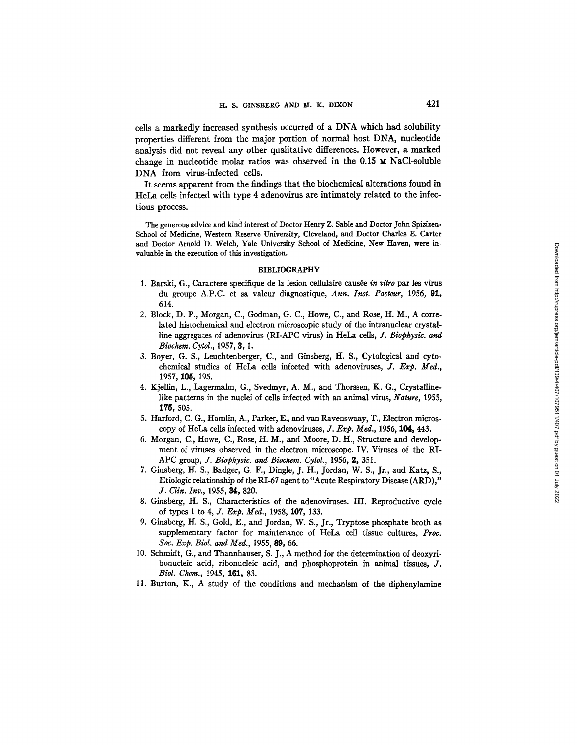cells a markedly increased synthesis occurred of a DNA which had solubility properties different from the major portion of normal host DNA, nucleotide analysis did not reveal any other qualitative differences. However, a marked change in nucleotide molar ratios was observed in the 0.15 M NaCl-soluble DNA from virus-infected cells.

It seems apparent from the findings that the biochemical alterations found in HeLa cells infected with type 4 adenovirus are intimately related to the infectious process.

The generous advice and kind interest of Doctor Henry Z. Sable and Doctor John Spizizen, School of Medicine, Western Reserve University, Cleveland, and Doctor Charles E. Carter and Doctor Arnold D. Welch, Yale University School of Medicine, New Haven, were invaluable in the execution of this investigation.

## BIBLIOGRAPHY

1. Barski, G., Caractere specifique de la lesion cellulaire causée *in vitro* par les virus du groupe A.P.C. et sa valeur diagnostique, *Ann. Inst. Pasteur*, 1956, **91,** 614.
2. Block, D. P., Morgan, C., Godman, G. C., Howe, C., and Rose, H. M., A correlated histochemical and electron microscopic study of the intranuclear crystalline aggregates of adenovirus (RI-APC virus) in HeLa cells, *J. Biophysic. and Biochem. Cytol.*, 1957, **3,** 1.
3. Boyer, G. S., Leuchtenberger, C., and Ginsberg, H. S., Cytological and cytochemical studies of HeLa cells infected with adenoviruses, *J. Exp. Med.*, 1957, **105,** 195.
4. Kjellin, L., Lagermalm, G., Svedmyr, A. M., and Thorssen, K. G., Crystalline-like patterns in the nuclei of cells infected with an animal virus, *Nature*, 1955, **175,** 505.
5. Harford, C. G., Hamlin, A., Parker, E., and van Ravenswaay, T., Electron microscopy of HeLa cells infected with adenoviruses, *J. Exp. Med.*, 1956, **104,** 443.
6. Morgan, C., Howe, C., Rose, H. M., and Moore, D. H., Structure and development of viruses observed in the electron microscope. IV. Viruses of the RI-APC group, *J. Biophysic. and Biochem. Cytol.*, 1956, **2,** 351.
7. Ginsberg, H. S., Badger, G. F., Dingle, J. H., Jordan, W. S., Jr., and Katz, S., Etiologic relationship of the RI-67 agent to "Acute Respiratory Disease (ARD)," *J. Clin. Inv.*, 1955, **34,** 820.
8. Ginsberg, H. S., Characteristics of the adenoviruses. III. Reproductive cycle of types 1 to 4, *J. Exp. Med.*, 1958, **107,** 133.
9. Ginsberg, H. S., Gold, E., and Jordan, W. S., Jr., Tryptose phosphate broth as supplementary factor for maintenance of HeLa cell tissue cultures, *Proc. Soc. Exp. Biol. and Med.*, 1955, **89,** 66.
10. Schmidt, G., and Thannhauser, S. J., A method for the determination of deoxyribonucleic acid, ribonucleic acid, and phosphoprotein in animal tissues, *J. Biol. Chem.*, 1945, **161,** 83.
11. Burton, K., A study of the conditions and mechanism of the diphenylamine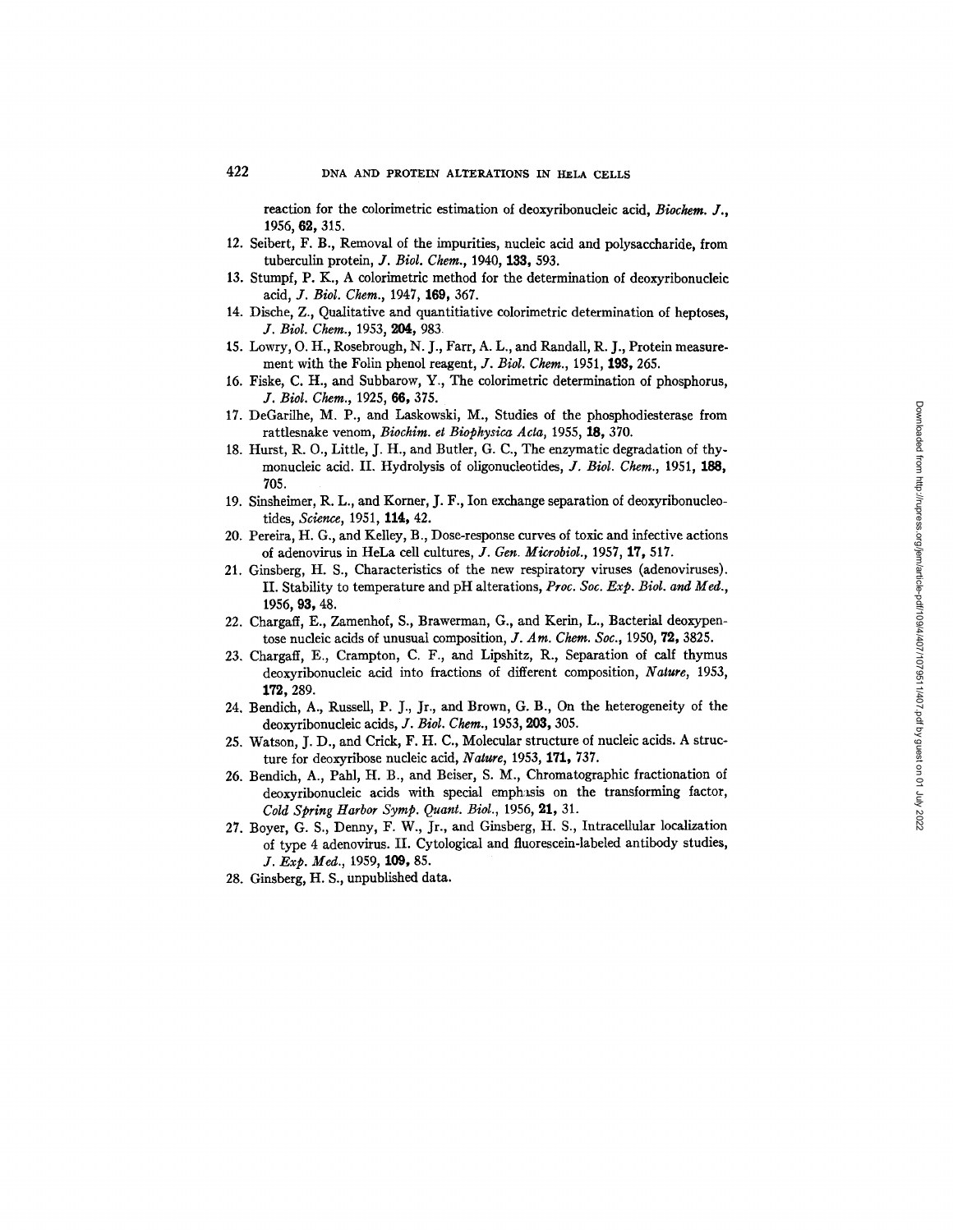reaction for the colorimetric estimation of deoxyribonucleic acid, *Biochem. J.*, 1956, **62,** 315.

12. Seibert, F. B., Removal of the impurities, nucleic acid and polysaccharide, from tuberculin protein, *J. Biol. Chem.*, 1940, **133,** 593.
13. Stumpf, P. K., A colorimetric method for the determination of deoxyribonucleic acid, *J. Biol. Chem.*, 1947, **169,** 367.
14. Dische, Z., Qualitative and quantitiative colorimetric determination of heptoses, *J. Biol. Chem.*, 1953, **204,** 983.
15. Lowry, O. H., Rosebrough, N. J., Farr, A. L., and Randall, R. J., Protein measurement with the Folin phenol reagent, *J. Biol. Chem.*, 1951, **193,** 265.
16. Fiske, C. H., and Subbarow, Y., The colorimetric determination of phosphorus, *J. Biol. Chem.*, 1925, **66,** 375.
17. DeGarilhe, M. P., and Laskowski, M., Studies of the phosphodiesterase from rattlesnake venom, *Biochim. et Biophysica Acta*, 1955, **18,** 370.
18. Hurst, R. O., Little, J. H., and Butler, G. C., The enzymatic degradation of thymonucleic acid. II. Hydrolysis of oligonucleotides, *J. Biol. Chem.*, 1951, **188,** 705.
19. Sinsheimer, R. L., and Korner, J. F., Ion exchange separation of deoxyribonucleotides, *Science*, 1951, **114,** 42.
20. Pereira, H. G., and Kelley, B., Dose-response curves of toxic and infective actions of adenovirus in HeLa cell cultures, *J. Gen. Microbiol.*, 1957, **17,** 517.
21. Ginsberg, H. S., Characteristics of the new respiratory viruses (adenoviruses). II. Stability to temperature and pH alterations, *Proc. Soc. Exp. Biol. and Med.*, 1956, **93,** 48.
22. Chargaff, E., Zamenhof, S., Brawerman, G., and Kerin, L., Bacterial deoxypentose nucleic acids of unusual composition, *J. Am. Chem. Soc.*, 1950, **72,** 3825.
23. Chargaff, E., Crampton, C. F., and Lipshitz, R., Separation of calf thymus deoxyribonucleic acid into fractions of different composition, *Nature*, 1953, **172,** 289.
24. Bendich, A., Russell, P. J., Jr., and Brown, G. B., On the heterogeneity of the deoxyribonucleic acids, *J. Biol. Chem.*, 1953, **203,** 305.
25. Watson, J. D., and Crick, F. H. C., Molecular structure of nucleic acids. A structure for deoxyribose nucleic acid, *Nature*, 1953, **171,** 737.
26. Bendich, A., Pahl, H. B., and Beiser, S. M., Chromatographic fractionation of deoxyribonucleic acids with special emphasis on the transforming factor, *Cold Spring Harbor Symp. Quant. Biol.*, 1956, **21,** 31.
27. Boyer, G. S., Denny, F. W., Jr., and Ginsberg, H. S., Intracellular localization of type 4 adenovirus. II. Cytological and fluorescein-labeled antibody studies, *J. Exp. Med.*, 1959, **109,** 85.
28. Ginsberg, H. S., unpublished data.